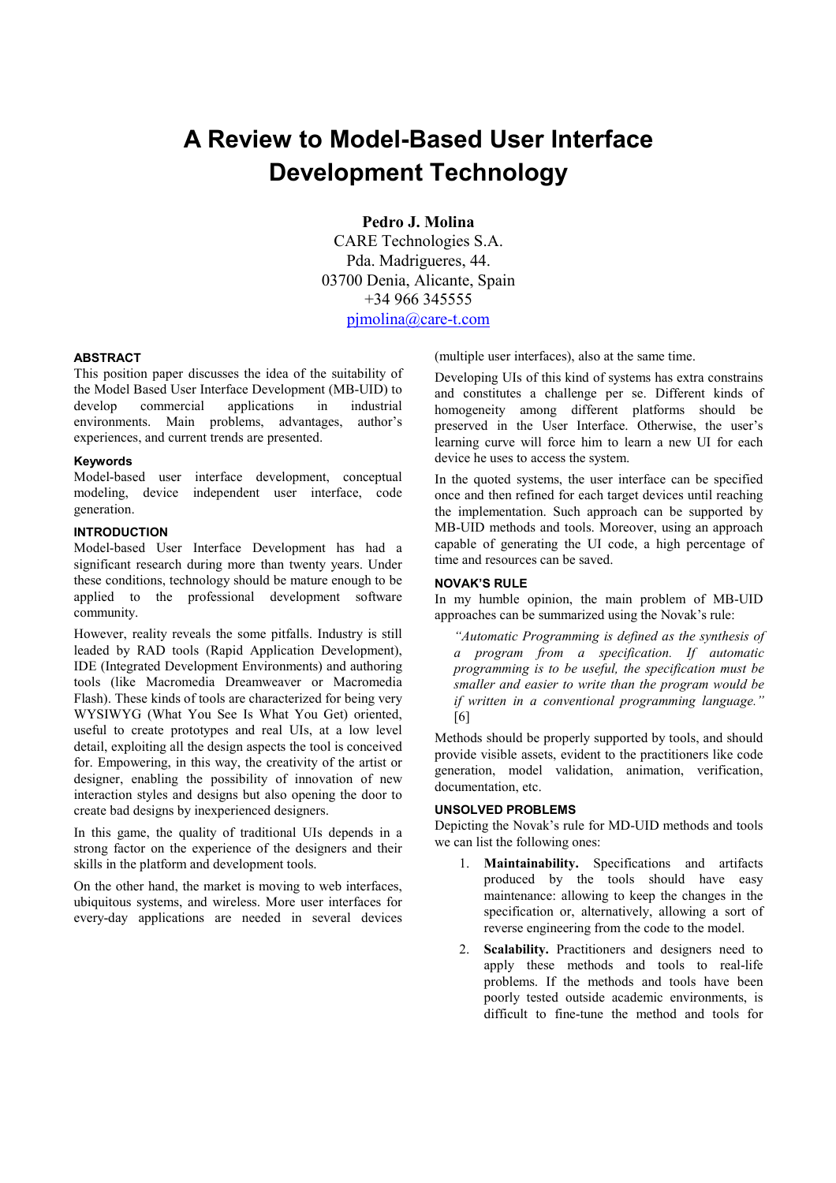# A Review to Model-Based User Interface Development Technology

**Pedro J. Molina**
CARE Technologies S.A.
Pda. Madrigueres, 44.
03700 Denia, Alicante, Spain
+34 966 345555
pjmolina@care-t.com

## ABSTRACT

This position paper discusses the idea of the suitability of the Model Based User Interface Development (MB-UID) to develop commercial applications in industrial environments. Main problems, advantages, author's experiences, and current trends are presented.

### Keywords

Model-based user interface development, conceptual modeling, device independent user interface, code generation.

## INTRODUCTION

Model-based User Interface Development has had a significant research during more than twenty years. Under these conditions, technology should be mature enough to be applied to the professional development software community.

However, reality reveals the some pitfalls. Industry is still leaded by RAD tools (Rapid Application Development), IDE (Integrated Development Environments) and authoring tools (like Macromedia Dreamweaver or Macromedia Flash). These kinds of tools are characterized for being very WYSIWYG (What You See Is What You Get) oriented, useful to create prototypes and real UIs, at a low level detail, exploiting all the design aspects the tool is conceived for. Empowering, in this way, the creativity of the artist or designer, enabling the possibility of innovation of new interaction styles and designs but also opening the door to create bad designs by inexperienced designers.

In this game, the quality of traditional UIs depends in a strong factor on the experience of the designers and their skills in the platform and development tools.

On the other hand, the market is moving to web interfaces, ubiquitous systems, and wireless. More user interfaces for every-day applications are needed in several devices (multiple user interfaces), also at the same time.

Developing UIs of this kind of systems has extra constrains and constitutes a challenge per se. Different kinds of homogeneity among different platforms should be preserved in the User Interface. Otherwise, the user's learning curve will force him to learn a new UI for each device he uses to access the system.

In the quoted systems, the user interface can be specified once and then refined for each target devices until reaching the implementation. Such approach can be supported by MB-UID methods and tools. Moreover, using an approach capable of generating the UI code, a high percentage of time and resources can be saved.

## NOVAK'S RULE

In my humble opinion, the main problem of MB-UID approaches can be summarized using the Novak's rule:

> *"Automatic Programming is defined as the synthesis of a program from a specification. If automatic programming is to be useful, the specification must be smaller and easier to write than the program would be if written in a conventional programming language."* [6]

Methods should be properly supported by tools, and should provide visible assets, evident to the practitioners like code generation, model validation, animation, verification, documentation, etc.

## UNSOLVED PROBLEMS

Depicting the Novak's rule for MD-UID methods and tools we can list the following ones:

1. **Maintainability.** Specifications and artifacts produced by the tools should have easy maintenance: allowing to keep the changes in the specification or, alternatively, allowing a sort of reverse engineering from the code to the model.
2. **Scalability.** Practitioners and designers need to apply these methods and tools to real-life problems. If the methods and tools have been poorly tested outside academic environments, is difficult to fine-tune the method and tools for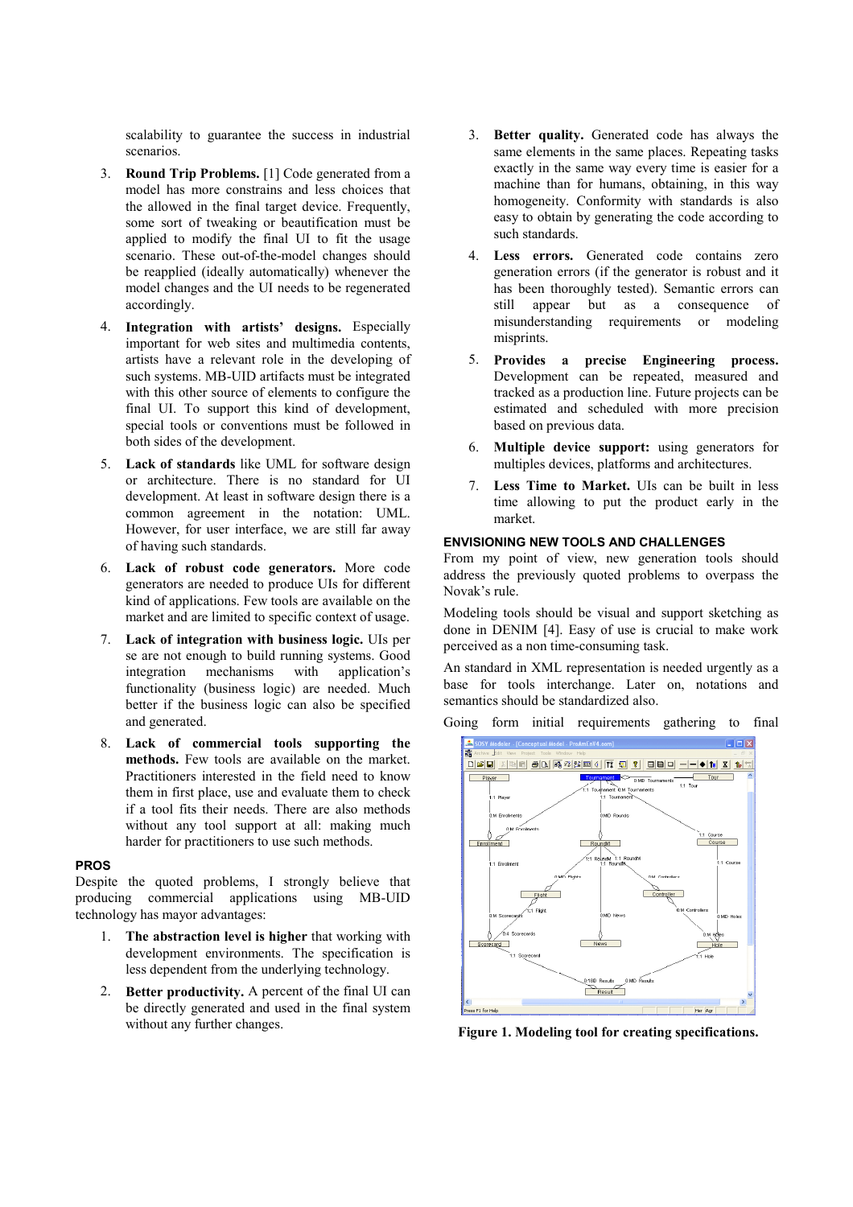scalability to guarantee the success in industrial scenarios.

3. **Round Trip Problems.** [1] Code generated from a model has more constrains and less choices that the allowed in the final target device. Frequently, some sort of tweaking or beautification must be applied to modify the final UI to fit the usage scenario. These out-of-the-model changes should be reapplied (ideally automatically) whenever the model changes and the UI needs to be regenerated accordingly.
4. **Integration with artists' designs.** Especially important for web sites and multimedia contents, artists have a relevant role in the developing of such systems. MB-UID artifacts must be integrated with this other source of elements to configure the final UI. To support this kind of development, special tools or conventions must be followed in both sides of the development.
5. **Lack of standards** like UML for software design or architecture. There is no standard for UI development. At least in software design there is a common agreement in the notation: UML. However, for user interface, we are still far away of having such standards.
6. **Lack of robust code generators.** More code generators are needed to produce UIs for different kind of applications. Few tools are available on the market and are limited to specific context of usage.
7. **Lack of integration with business logic.** UIs per se are not enough to build running systems. Good integration mechanisms with application's functionality (business logic) are needed. Much better if the business logic can also be specified and generated.
8. **Lack of commercial tools supporting the methods.** Few tools are available on the market. Practitioners interested in the field need to know them in first place, use and evaluate them to check if a tool fits their needs. There are also methods without any tool support at all: making much harder for practitioners to use such methods.

## PROS

Despite the quoted problems, I strongly believe that producing commercial applications using MB-UID technology has mayor advantages:

1. **The abstraction level is higher** that working with development environments. The specification is less dependent from the underlying technology.
2. **Better productivity.** A percent of the final UI can be directly generated and used in the final system without any further changes.
3. **Better quality.** Generated code has always the same elements in the same places. Repeating tasks exactly in the same way every time is easier for a machine than for humans, obtaining, in this way homogeneity. Conformity with standards is also easy to obtain by generating the code according to such standards.
4. **Less errors.** Generated code contains zero generation errors (if the generator is robust and it has been thoroughly tested). Semantic errors can still appear but as a consequence of misunderstanding requirements or modeling misprints.
5. **Provides a precise Engineering process.** Development can be repeated, measured and tracked as a production line. Future projects can be estimated and scheduled with more precision based on previous data.
6. **Multiple device support:** using generators for multiples devices, platforms and architectures.
7. **Less Time to Market.** UIs can be built in less time allowing to put the product early in the market.

## ENVISIONING NEW TOOLS AND CHALLENGES

From my point of view, new generation tools should address the previously quoted problems to overpass the Novak's rule.

Modeling tools should be visual and support sketching as done in DENIM [4]. Easy of use is crucial to make work perceived as a non time-consuming task.

An standard in XML representation is needed urgently as a base for tools interchange. Later on, notations and semantics should be standardized also.

Going form initial requirements gathering to final

**Figure 1. Modeling tool for creating specifications.**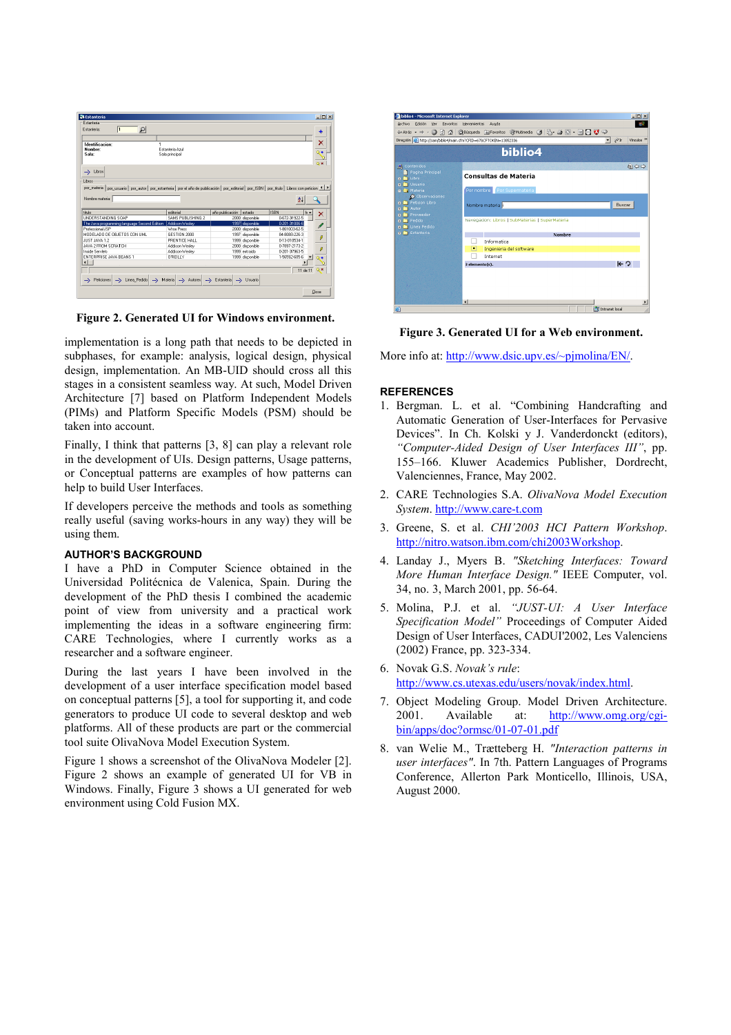Figure 2. Generated UI for Windows environment.

Figure 3. Generated UI for a Web environment.

implementation is a long path that needs to be depicted in subphases, for example: analysis, logical design, physical design, implementation. An MB-UID should cross all this stages in a consistent seamless way. At such, Model Driven Architecture [7] based on Platform Independent Models (PIMs) and Platform Specific Models (PSM) should be taken into account.

Finally, I think that patterns [3, 8] can play a relevant role in the development of UIs. Design patterns, Usage patterns, or Conceptual patterns are examples of how patterns can help to build User Interfaces.

If developers perceive the methods and tools as something really useful (saving works-hours in any way) they will be using them.

## AUTHOR'S BACKGROUND

I have a PhD in Computer Science obtained in the Universidad Politécnica de Valenica, Spain. During the development of the PhD thesis I combined the academic point of view from university and a practical work implementing the ideas in a software engineering firm: CARE Technologies, where I currently works as a researcher and a software engineer.

During the last years I have been involved in the development of a user interface specification model based on conceptual patterns [5], a tool for supporting it, and code generators to produce UI code to several desktop and web platforms. All of these products are part or the commercial tool suite OlivaNova Model Execution System.

Figure 1 shows a screenshot of the OlivaNova Modeler [2]. Figure 2 shows an example of generated UI for VB in Windows. Finally, Figure 3 shows a UI generated for web environment using Cold Fusion MX.

More info at: http://www.dsic.upv.es/~pjmolina/EN/.

## REFERENCES

1. Bergman. L. et al. “Combining Handcrafting and Automatic Generation of User-Interfaces for Pervasive Devices”. In Ch. Kolski y J. Vanderdonckt (editors), *“Computer-Aided Design of User Interfaces III”*, pp. 155–166. Kluwer Academics Publisher, Dordrecht, Valenciennes, France, May 2002.
2. CARE Technologies S.A. *OlivaNova Model Execution System*. http://www.care-t.com
3. Greene, S. et al. *CHI’2003 HCI Pattern Workshop*. http://nitro.watson.ibm.com/chi2003Workshop.
4. Landay J., Myers B. *"Sketching Interfaces: Toward More Human Interface Design."* IEEE Computer, vol. 34, no. 3, March 2001, pp. 56-64.
5. Molina, P.J. et al. *“JUST-UI: A User Interface Specification Model”* Proceedings of Computer Aided Design of User Interfaces, CADUI'2002, Les Valenciens (2002) France, pp. 323-334.
6. Novak G.S. *Novak’s rule*: http://www.cs.utexas.edu/users/novak/index.html.
7. Object Modeling Group. Model Driven Architecture. 2001. Available at: http://www.omg.org/cgi-bin/apps/doc?ormsc/01-07-01.pdf
8. van Welie M., Trætteberg H. *"Interaction patterns in user interfaces"*. In 7th. Pattern Languages of Programs Conference, Allerton Park Monticello, Illinois, USA, August 2000.